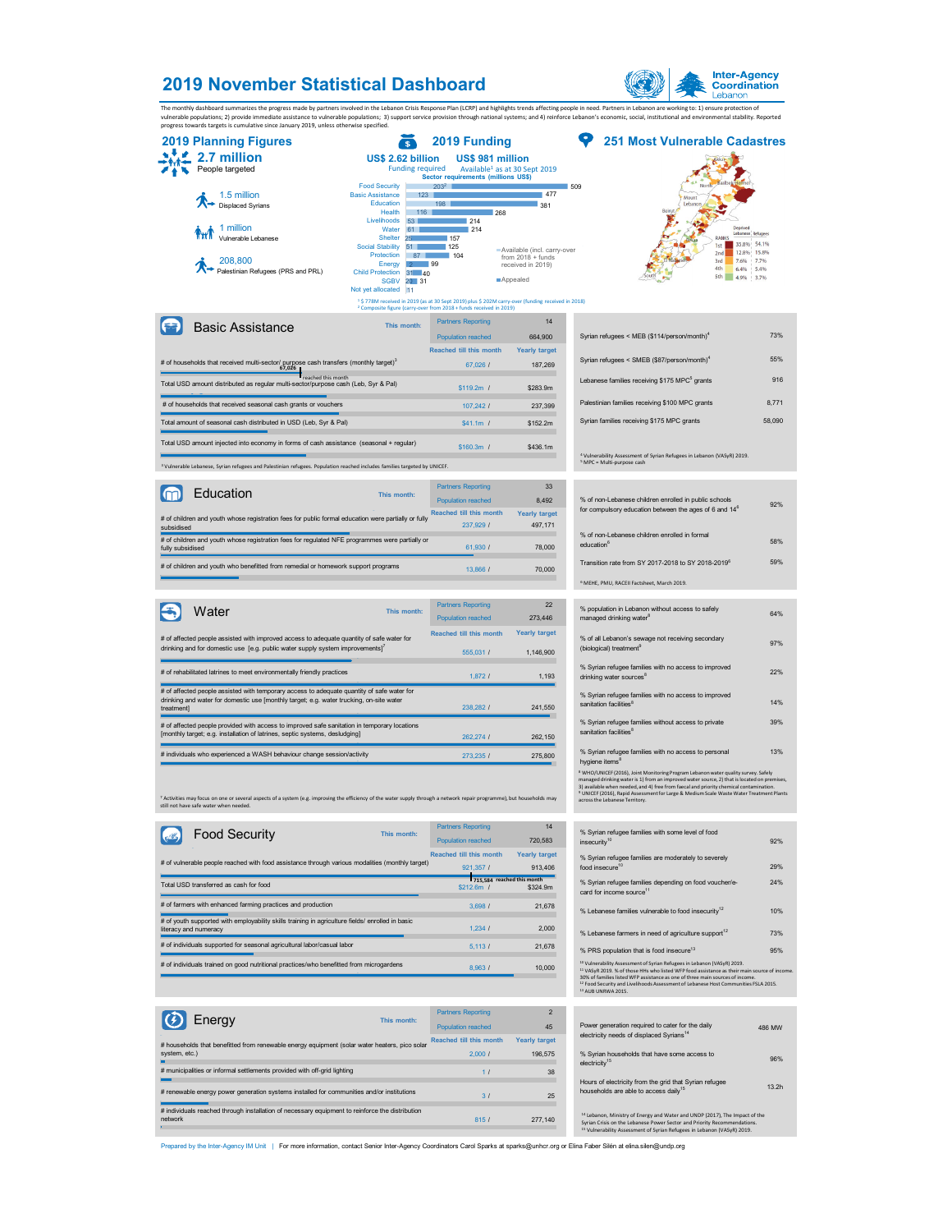# 2019 November Statistical Dashboard

Inter-Agency Coordination Lebanon

The monthly dashboard summarizes the progress made by partners involved in the Lebanon Crisis Response Plan (LCRP) and highlights trends affecting people in need. Partners in Lebanon are working to: 1) ensure protection of vulnerable populations; 2) provide immediate assistance to vulnerable populations; 3) support service provision through national systems; and 4) reinforce Lebanon's economic, social, institutional and environmental stability. Reported progress towards targets is cumulative since January 2019, unless otherwise specified.

## 2019 Planning Figures

**2.7 million** People targeted

- **1.5 million** Displaced Syrians
- **1 million** Vulnerable Lebanese
- **208,800** Palestinian Refugees (PRS and PRL)

## 2019 Funding

**US$ 2.62 billion** Funding required

**US$ 981 million** Available[1] as at 30 Sept 2019

Sector requirements (millions US$)

| Sector | Available (incl. carry-over from 2018 + funds received in 2019) | Appealed |
|---|---|---|
| Food Security | 203[2] | 509 |
| Basic Assistance | 123 | 477 |
| Education | 198 | 381 |
| Health | 116 | 268 |
| Livelihoods | 53 | 214 |
| Water | 61 | 214 |
| Shelter | 25 | 157 |
| Social Stability | 51 | 125 |
| Protection | 87 | 104 |
| Energy | 7 | 99 |
| Child Protection | 31 | 40 |
| SGBV | 2 | 31 |
| Not yet allocated | 11 | |

[1] $ 778M received in 2019 (as at 30 Sept 2019) plus $ 202M carry-over (funding received in 2018)
[2] Composite figure (carry-over from 2018 + funds received in 2019)

## 251 Most Vulnerable Cadastres

| Ranks | Deprived Lebanese | Refugees |
|---|---|---|
| 1st | 35.8% | 54.1% |
| 2nd | 12.8% | 15.8% |
| 3rd | 7.6% | 7.7% |
| 4th | 6.4% | 5.4% |
| 5th | 4.9% | 3.7% |

## Basic Assistance

This month: Partners Reporting 14; Population reached 664,900

| Indicator | Reached till this month | Yearly target |
|---|---|---|
| # of households that received multi-sector/ purpose cash transfers (monthly target)[3] (67,026 reached this month) | 67,026 | 187,269 |
| Total USD amount distributed as regular multi-sector/purpose cash (Leb, Syr & Pal) | $119.2m | $283.9m |
| # of households that received seasonal cash grants or vouchers | 107,242 | 237,399 |
| Total amount of seasonal cash distributed in USD (Leb, Syr & Pal) | $41.1m | $152.2m |
| Total USD amount injected into economy in forms of cash assistance (seasonal + regular) | $160.3m | $436.1m |

[3] Vulnerable Lebanese, Syrian refugees and Palestinian refugees. Population reached includes families targeted by UNICEF.

| | |
|---|---|
| Syrian refugees < MEB ($114/person/month)[4] | 73% |
| Syrian refugees < SMEB ($87/person/month)[4] | 55% |
| Lebanese families receiving $175 MPC[5] grants | 916 |
| Palestinian families receiving $100 MPC grants | 8,771 |
| Syrian families receiving $175 MPC grants | 58,090 |

[4] Vulnerability Assessment of Syrian Refugees in Lebanon (VASyR) 2019.
[5] MPC = Multi-purpose cash

## Education

This month: Partners Reporting 33; Population reached 8,492

| Indicator | Reached till this month | Yearly target |
|---|---|---|
| # of children and youth whose registration fees for public formal education were partially or fully subsidised | 237,929 | 497,171 |
| # of children and youth whose registration fees for regulated NFE programmes were partially or fully subsidised | 61,930 | 78,000 |
| # of children and youth who benefitted from remedial or homework support programs | 13,866 | 70,000 |

| | |
|---|---|
| % of non-Lebanese children enrolled in public schools for compulsory education between the ages of 6 and 14[6] | 92% |
| % of non-Lebanese children enrolled in formal education[6] | 58% |
| Transition rate from SY 2017-2018 to SY 2018-2019[6] | 59% |

[6] MEHE, PMU, RACEII Factsheet, March 2019.

## Water

This month: Partners Reporting 22; Population reached 273,446

| Indicator | Reached till this month | Yearly target |
|---|---|---|
| # of affected people assisted with improved access to adequate quantity of safe water for drinking and for domestic use [e.g. public water supply system improvements][7] | 555,031 | 1,146,900 |
| # of rehabilitated latrines to meet environmentally friendly practices | 1,872 | 1,193 |
| # of affected people assisted with temporary access to adequate quantity of safe water for drinking and water for domestic use [monthly target; e.g. water trucking, on-site water treatment] | 238,282 | 241,550 |
| # of affected people provided with access to improved safe sanitation in temporary locations [monthly target; e.g. installation of latrines, septic systems, desludging] | 262,274 | 262,150 |
| # individuals who experienced a WASH behaviour change session/activity | 273,235 | 275,800 |

[7] Activities may focus on one or several aspects of a system (e.g. improving the efficiency of the water supply through a network repair programme), but households may still not have safe water when needed.

| | |
|---|---|
| % population in Lebanon without access to safely managed drinking water[8] | 64% |
| % of all Lebanon's sewage not receiving secondary (biological) treatment[9] | 97% |
| % Syrian refugee families with no access to improved drinking water sources[5] | 22% |
| % Syrian refugee families with no access to improved sanitation facilities[5] | 14% |
| % Syrian refugee families without access to private sanitation facilities[5] | 39% |
| % Syrian refugee families with no access to personal hygiene items[5] | 13% |

[8] WHO/UNICEF (2016), Joint Monitoring Program Lebanon water quality survey. Safely managed drinking water is 1) from an improved water source, 2) that is located on premises, 3) available when needed, and 4) free from faecal and priority chemical contamination.
[9] UNICEF (2016), Rapid Assessment for Large & Medium Scale Waste Water Treatment Plants across the Lebanese Territory.

## Food Security

This month: Partners Reporting 14; Population reached 720,583

| Indicator | Reached till this month | Yearly target |
|---|---|---|
| # of vulnerable people reached with food assistance through various modalities (monthly target) (715,584 reached this month) | 921,357 | 913,406 |
| Total USD transferred as cash for food | $212.6m | $324.9m |
| # of farmers with enhanced farming practices and production | 3,698 | 21,678 |
| # of youth supported with employability skills training in agriculture fields/ enrolled in basic literacy and numeracy | 1,234 | 2,000 |
| # of individuals supported for seasonal agricultural labor/casual labor | 5,113 | 21,678 |
| # of individuals trained on good nutritional practices/who benefitted from microgardens | 8,963 | 10,000 |

| | |
|---|---|
| % Syrian refugee families with some level of food insecurity[10] | 92% |
| % Syrian refugee families are moderately to severely food insecure[10] | 29% |
| % Syrian refugee families depending on food voucher/e-card for income source[11] | 24% |
| % Lebanese families vulnerable to food insecurity[12] | 10% |
| % Lebanese farmers in need of agriculture support[12] | 73% |
| % PRS population that is food insecure[13] | 95% |

[10] Vulnerability Assessment of Syrian Refugees in Lebanon (VASyR) 2019.
[11] VASyR 2019. % of those HHs who listed WFP food assistance as their main source of income. 30% of families listed WFP assistance as one of three main sources of income.
[12] Food Security and Livelihoods Assessment of Lebanese Host Communities FSLA 2015.
[13] AUB UNRWA 2015.

## Energy

This month: Partners Reporting 2; Population reached 45

| Indicator | Reached till this month | Yearly target |
|---|---|---|
| # households that benefitted from renewable energy equipment (solar water heaters, pico solar system, etc.) | 2,000 | 196,575 |
| # municipalities or informal settlements provided with off-grid lighting | 1 | 38 |
| # renewable energy power generation systems installed for communities and/or institutions | 3 | 25 |
| # individuals reached through installation of necessary equipment to reinforce the distribution network | 815 | 277,140 |

| | |
|---|---|
| Power generation required to cater for the daily electricity needs of displaced Syrians[14] | 486 MW |
| % Syrian households that have some access to electricity[15] | 96% |
| Hours of electricity from the grid that Syrian refugee households are able to access daily[15] | 13.2h |

[14] Lebanon, Ministry of Energy and Water and UNDP (2017), The Impact of the Syrian Crisis on the Lebanese Power Sector and Priority Recommendations.
[15] Vulnerability Assessment of Syrian Refugees in Lebanon (VASyR) 2019.

Prepared by the Inter-Agency IM Unit | For more information, contact Senior Inter-Agency Coordinators Carol Sparks at sparks@unhcr.org or Elina Faber Silén at elina.silen@undp.org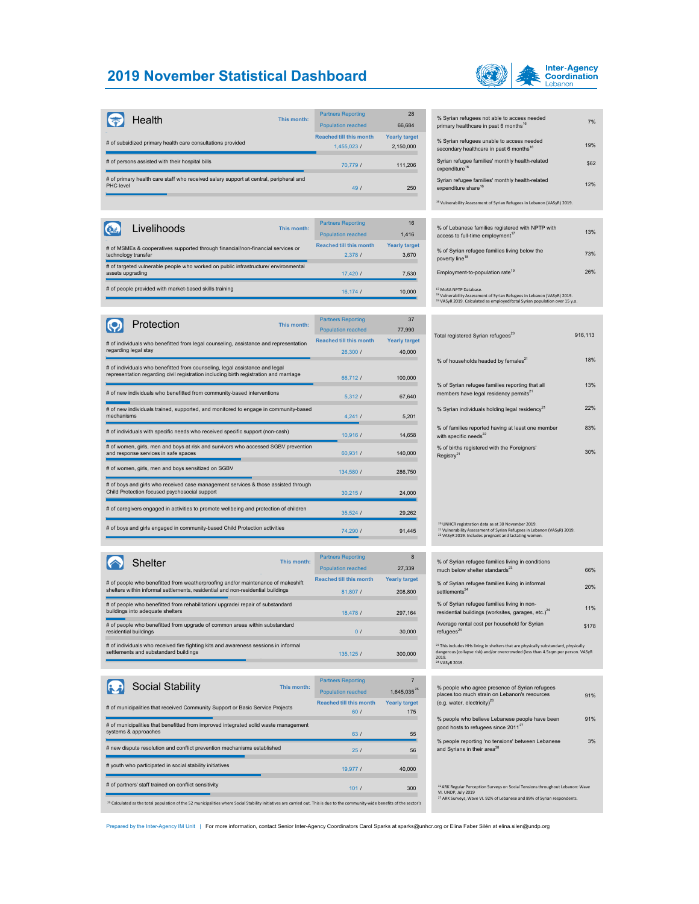# 2019 November Statistical Dashboard

## Health

| This month: | Partners Reporting | 28 |
|---|---|---|
| | Population reached | 66,684 |
| | **Reached till this month** | **Yearly target** |
| # of subsidized primary health care consultations provided | 1,455,023 / | 2,150,000 |
| # of persons assisted with their hospital bills | 70,779 / | 111,206 |
| # of primary health care staff who received salary support at central, peripheral and PHC level | 49 / | 250 |

| | |
|---|---|
| % Syrian refugees not able to access needed primary healthcare in past 6 months[16] | 7% |
| % Syrian refugees unable to access needed secondary healthcare in past 6 months[16] | 19% |
| Syrian refugee families' monthly health-related expenditure[16] | $62 |
| Syrian refugee families' monthly health-related expenditure share[16] | 12% |

[16] Vulnerability Assessment of Syrian Refugees in Lebanon (VASyR) 2019.

## Livelihoods

| This month: | Partners Reporting | 16 |
|---|---|---|
| | Population reached | 1,416 |
| | **Reached till this month** | **Yearly target** |
| # of MSMEs & cooperatives supported through financial/non-financial services or technology transfer | 2,378 / | 3,670 |
| # of targeted vulnerable people who worked on public infrastructure/ environmental assets upgrading | 17,420 / | 7,530 |
| # of people provided with market-based skills training | 16,174 / | 10,000 |

| | |
|---|---|
| % of Lebanese families registered with NPTP with access to full-time employment[17] | 13% |
| % of Syrian refugee families living below the poverty line[18] | 73% |
| Employment-to-population rate[19] | 26% |

[17] MoSA NPTP Database.
[18] Vulnerability Assessment of Syrian Refugees in Lebanon (VASyR) 2019.
[19] VASyR 2019. Calculated as employed/total Syrian population over 15 y.o.

## Protection

| This month: | Partners Reporting | 37 |
|---|---|---|
| | Population reached | 77,990 |
| | **Reached till this month** | **Yearly target** |
| # of individuals who benefitted from legal counseling, assistance and representation regarding legal stay | 26,300 / | 40,000 |
| # of individuals who benefitted from counseling, legal assistance and legal representation regarding civil registration including birth registration and marriage | 66,712 / | 100,000 |
| # of new individuals who benefitted from community-based interventions | 5,312 / | 67,640 |
| # of new individuals trained, supported, and monitored to engage in community-based mechanisms | 4,241 / | 5,201 |
| # of individuals with specific needs who received specific support (non-cash) | 10,916 / | 14,658 |
| # of women, girls, men and boys at risk and survivors who accessed SGBV prevention and response services in safe spaces | 60,931 / | 140,000 |
| # of women, girls, men and boys sensitized on SGBV | 134,580 / | 286,750 |
| # of boys and girls who received case management services & those assisted through Child Protection focused psychosocial support | 30,215 / | 24,000 |
| # of caregivers engaged in activities to promote wellbeing and protection of children | 35,524 / | 29,262 |
| # of boys and girls engaged in community-based Child Protection activities | 74,290 / | 91,445 |

| | |
|---|---|
| Total registered Syrian refugees[20] | 916,113 |
| % of households headed by females[21] | 18% |
| % of Syrian refugee families reporting that all members have legal residency permits[21] | 13% |
| % Syrian individuals holding legal residency[21] | 22% |
| % of families reported having at least one member with specific needs[22] | 83% |
| % of births registered with the Foreigners' Registry[21] | 30% |

[20] UNHCR registration data as at 30 November 2019.
[21] Vulnerability Assessment of Syrian Refugees in Lebanon (VASyR) 2019.
[22] VASyR 2019. Includes pregnant and lactating women.

## Shelter

| This month: | Partners Reporting | 8 |
|---|---|---|
| | Population reached | 27,339 |
| | **Reached till this month** | **Yearly target** |
| # of people who benefitted from weatherproofing and/or maintenance of makeshift shelters within informal settlements, residential and non-residential buildings | 81,807 / | 208,800 |
| # of people who benefitted from rehabilitation/ upgrade/ repair of substandard buildings into adequate shelters | 18,478 / | 297,164 |
| # of people who benefitted from upgrade of common areas within substandard residential buildings | 0 / | 30,000 |
| # of individuals who received fire fighting kits and awareness sessions in informal settlements and substandard buildings | 135,125 / | 300,000 |

| | |
|---|---|
| % of Syrian refugee families living in conditions much below shelter standards[23] | 66% |
| % of Syrian refugee families living in informal settlements[24] | 20% |
| % of Syrian refugee families living in non-residential buildings (worksites, garages, etc.)[24] | 11% |
| Average rental cost per household for Syrian refugees[24] | $178 |

[23] This includes HHs living in shelters that are physically substandard, physically dangerous (collapse risk) and/or overcrowded (less than 4.5sqm per person. VASyR 2019.
[24] VASyR 2019.

## Social Stability

| This month: | Partners Reporting | 7 |
|---|---|---|
| | Population reached | 1,645,035[25] |
| | **Reached till this month** | **Yearly target** |
| # of municipalities that received Community Support or Basic Service Projects | 60 / | 175 |
| # of municipalities that benefitted from improved integrated solid waste management systems & approaches | 63 / | 55 |
| # new dispute resolution and conflict prevention mechanisms established | 25 / | 56 |
| # youth who participated in social stability initiatives | 19,977 / | 40,000 |
| # of partners' staff trained on conflict sensitivity | 101 / | 300 |

[25] Calculated as the total population of the 52 municipalities where Social Stability initiatives are carried out. This is due to the community-wide benefits of the sector's

| | |
|---|---|
| % people who agree presence of Syrian refugees places too much strain on Lebanon's resources (e.g. water, electricity)[26] | 91% |
| % people who believe Lebanese people have been good hosts to refugees since 2011[27] | 91% |
| % people reporting 'no tensions' between Lebanese and Syrians in their area[28] | 3% |

[26] ARK Regular Perception Surveys on Social Tensions throughout Lebanon: Wave VI. UNDP, July 2019
[27] ARK Surveys, Wave VI. 92% of Lebanese and 89% of Syrian respondents.

Prepared by the Inter-Agency IM Unit | For more information, contact Senior Inter-Agency Coordinators Carol Sparks at sparks@unhcr.org or Elina Faber Silén at elina.silen@undp.org